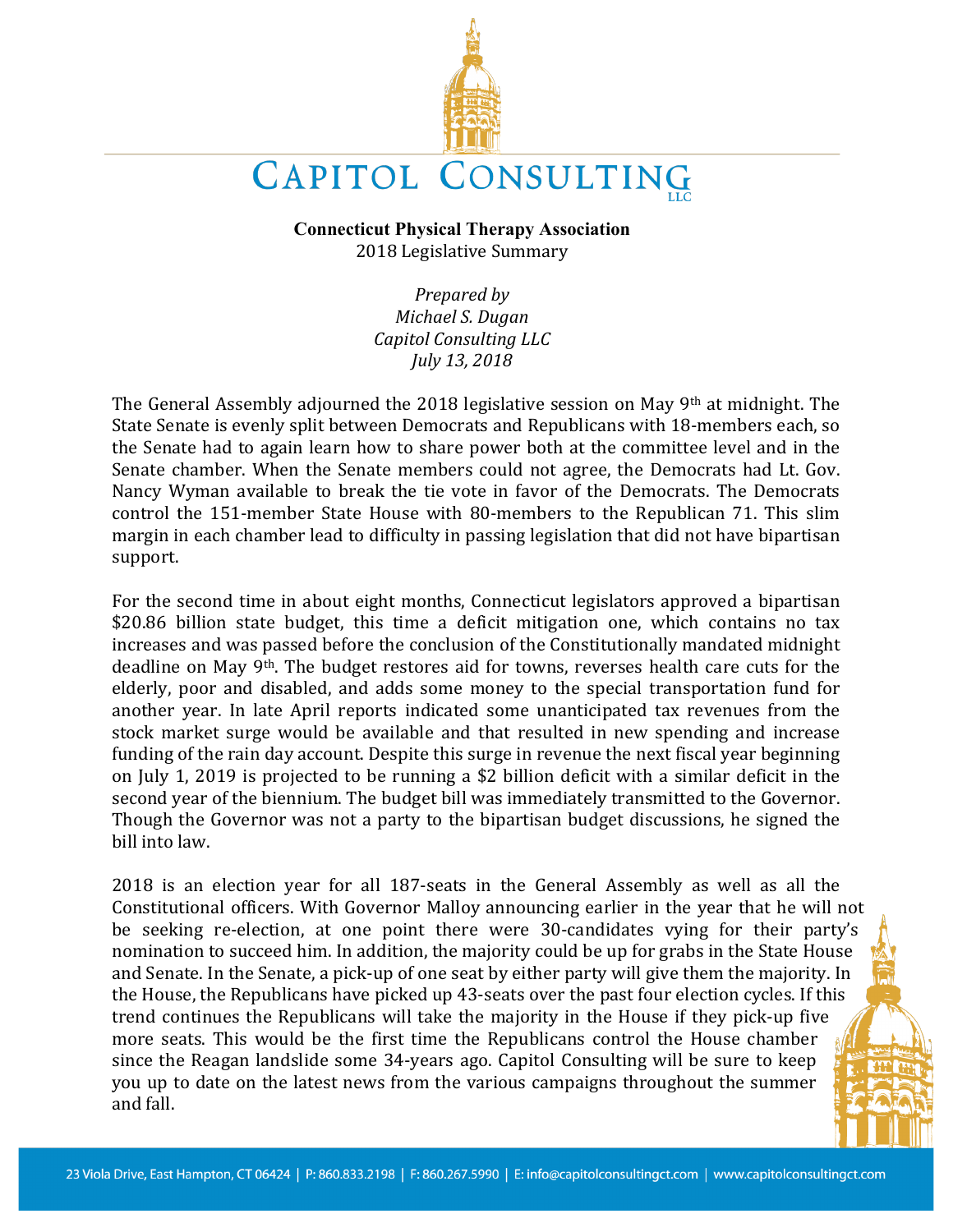# Capitol Consulting LLC

**Connecticut Physical Therapy Association**
2018 Legislative Summary

*Prepared by*
*Michael S. Dugan*
*Capitol Consulting LLC*
*July 13, 2018*

The General Assembly adjourned the 2018 legislative session on May 9th at midnight. The State Senate is evenly split between Democrats and Republicans with 18-members each, so the Senate had to again learn how to share power both at the committee level and in the Senate chamber. When the Senate members could not agree, the Democrats had Lt. Gov. Nancy Wyman available to break the tie vote in favor of the Democrats. The Democrats control the 151-member State House with 80-members to the Republican 71. This slim margin in each chamber lead to difficulty in passing legislation that did not have bipartisan support.

For the second time in about eight months, Connecticut legislators approved a bipartisan $20.86 billion state budget, this time a deficit mitigation one, which contains no tax increases and was passed before the conclusion of the Constitutionally mandated midnight deadline on May 9th. The budget restores aid for towns, reverses health care cuts for the elderly, poor and disabled, and adds some money to the special transportation fund for another year. In late April reports indicated some unanticipated tax revenues from the stock market surge would be available and that resulted in new spending and increase funding of the rain day account. Despite this surge in revenue the next fiscal year beginning on July 1, 2019 is projected to be running a $2 billion deficit with a similar deficit in the second year of the biennium. The budget bill was immediately transmitted to the Governor. Though the Governor was not a party to the bipartisan budget discussions, he signed the bill into law.

2018 is an election year for all 187-seats in the General Assembly as well as all the Constitutional officers. With Governor Malloy announcing earlier in the year that he will not be seeking re-election, at one point there were 30-candidates vying for their party's nomination to succeed him. In addition, the majority could be up for grabs in the State House and Senate. In the Senate, a pick-up of one seat by either party will give them the majority. In the House, the Republicans have picked up 43-seats over the past four election cycles. If this trend continues the Republicans will take the majority in the House if they pick-up five more seats. This would be the first time the Republicans control the House chamber since the Reagan landslide some 34-years ago. Capitol Consulting will be sure to keep you up to date on the latest news from the various campaigns throughout the summer and fall.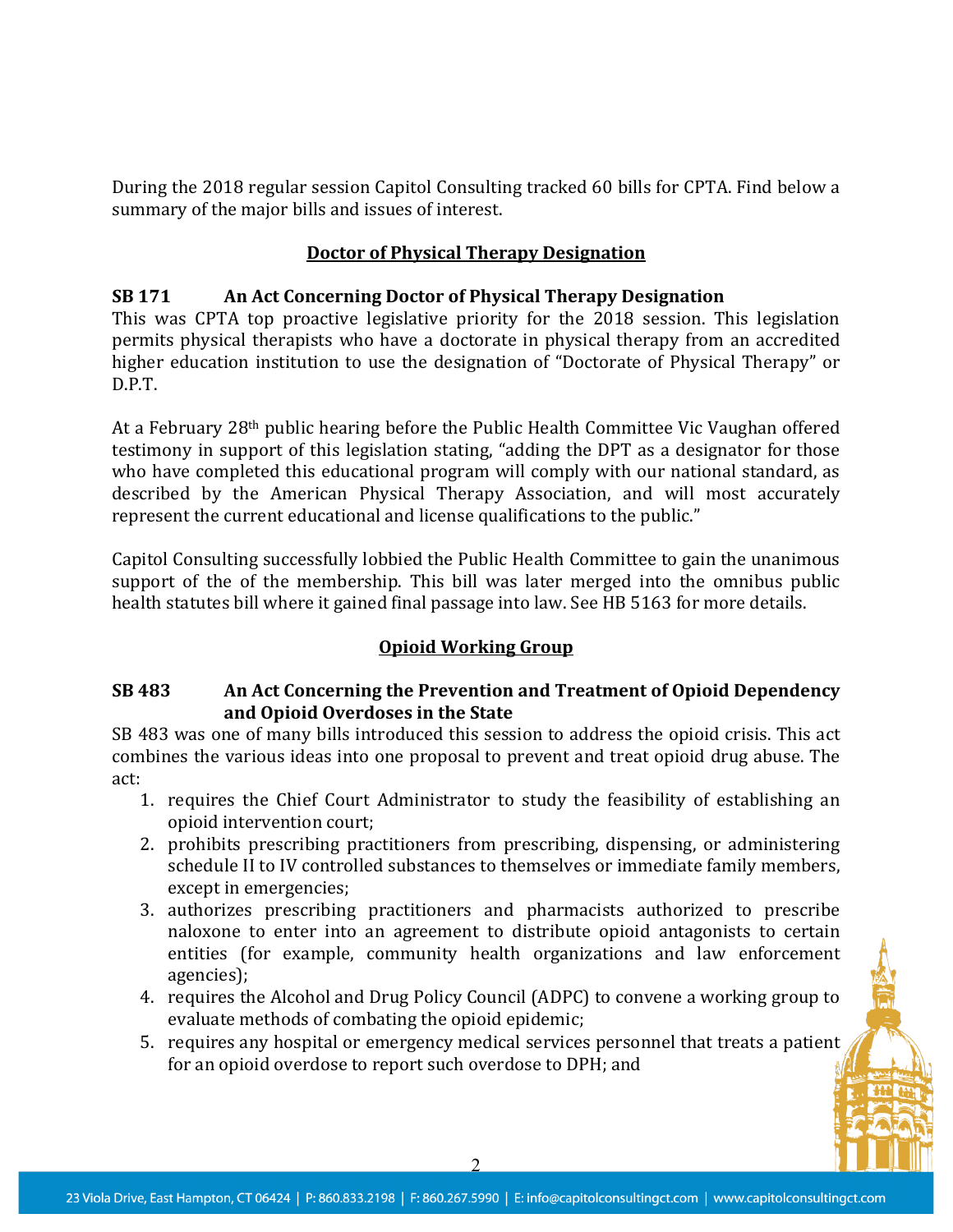During the 2018 regular session Capitol Consulting tracked 60 bills for CPTA. Find below a summary of the major bills and issues of interest.

## Doctor of Physical Therapy Designation

**SB 171 An Act Concerning Doctor of Physical Therapy Designation**

This was CPTA top proactive legislative priority for the 2018 session. This legislation permits physical therapists who have a doctorate in physical therapy from an accredited higher education institution to use the designation of "Doctorate of Physical Therapy" or D.P.T.

At a February 28th public hearing before the Public Health Committee Vic Vaughan offered testimony in support of this legislation stating, "adding the DPT as a designator for those who have completed this educational program will comply with our national standard, as described by the American Physical Therapy Association, and will most accurately represent the current educational and license qualifications to the public."

Capitol Consulting successfully lobbied the Public Health Committee to gain the unanimous support of the of the membership. This bill was later merged into the omnibus public health statutes bill where it gained final passage into law. See HB 5163 for more details.

## Opioid Working Group

**SB 483 An Act Concerning the Prevention and Treatment of Opioid Dependency and Opioid Overdoses in the State**

SB 483 was one of many bills introduced this session to address the opioid crisis. This act combines the various ideas into one proposal to prevent and treat opioid drug abuse. The act:

1. requires the Chief Court Administrator to study the feasibility of establishing an opioid intervention court;
2. prohibits prescribing practitioners from prescribing, dispensing, or administering schedule II to IV controlled substances to themselves or immediate family members, except in emergencies;
3. authorizes prescribing practitioners and pharmacists authorized to prescribe naloxone to enter into an agreement to distribute opioid antagonists to certain entities (for example, community health organizations and law enforcement agencies);
4. requires the Alcohol and Drug Policy Council (ADPC) to convene a working group to evaluate methods of combating the opioid epidemic;
5. requires any hospital or emergency medical services personnel that treats a patient for an opioid overdose to report such overdose to DPH; and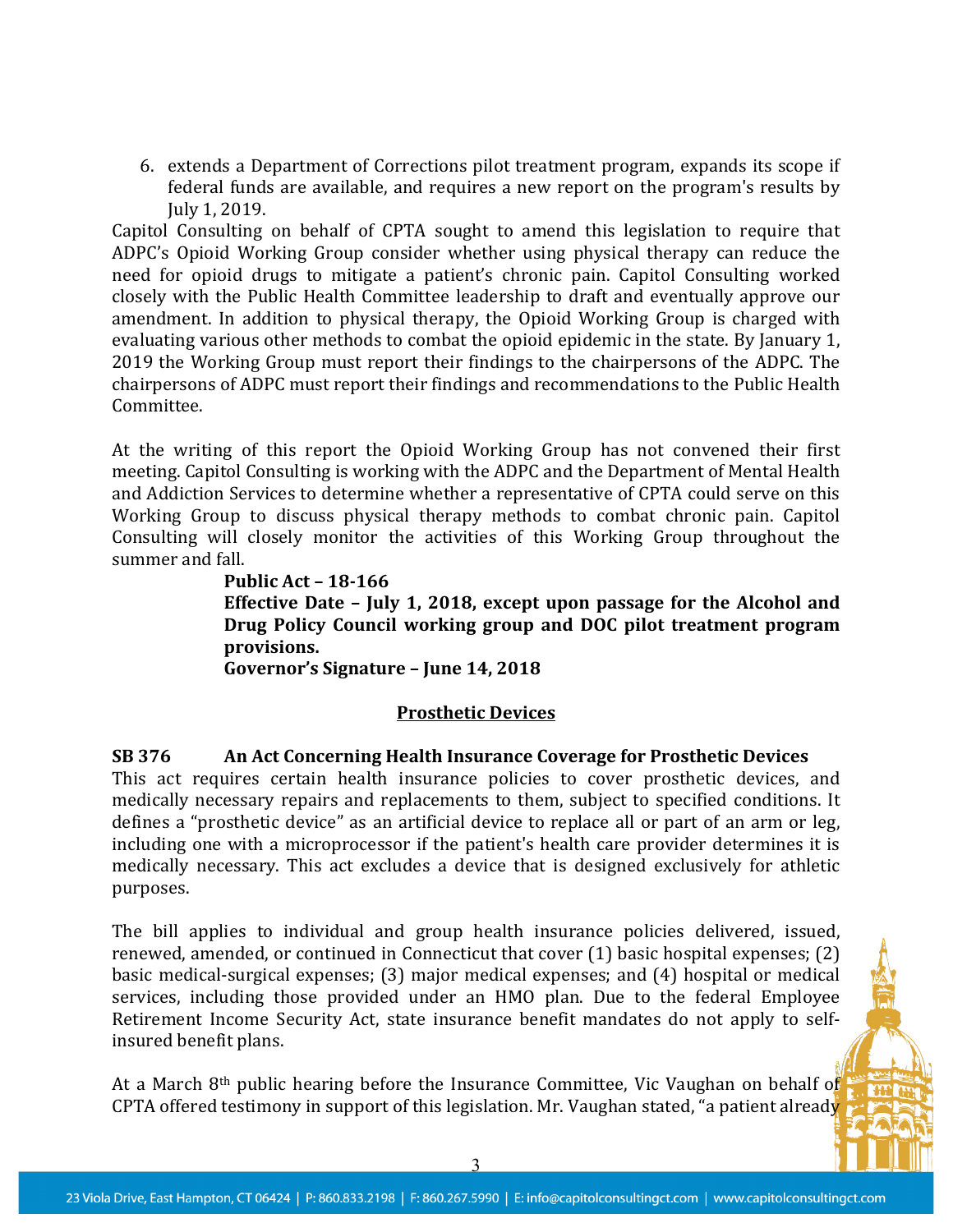6. extends a Department of Corrections pilot treatment program, expands its scope if federal funds are available, and requires a new report on the program's results by July 1, 2019.

Capitol Consulting on behalf of CPTA sought to amend this legislation to require that ADPC's Opioid Working Group consider whether using physical therapy can reduce the need for opioid drugs to mitigate a patient's chronic pain. Capitol Consulting worked closely with the Public Health Committee leadership to draft and eventually approve our amendment. In addition to physical therapy, the Opioid Working Group is charged with evaluating various other methods to combat the opioid epidemic in the state. By January 1, 2019 the Working Group must report their findings to the chairpersons of the ADPC. The chairpersons of ADPC must report their findings and recommendations to the Public Health Committee.

At the writing of this report the Opioid Working Group has not convened their first meeting. Capitol Consulting is working with the ADPC and the Department of Mental Health and Addiction Services to determine whether a representative of CPTA could serve on this Working Group to discuss physical therapy methods to combat chronic pain. Capitol Consulting will closely monitor the activities of this Working Group throughout the summer and fall.

**Public Act – 18-166**
**Effective Date – July 1, 2018, except upon passage for the Alcohol and Drug Policy Council working group and DOC pilot treatment program provisions.**
**Governor's Signature – June 14, 2018**

## Prosthetic Devices

**SB 376 An Act Concerning Health Insurance Coverage for Prosthetic Devices**

This act requires certain health insurance policies to cover prosthetic devices, and medically necessary repairs and replacements to them, subject to specified conditions. It defines a "prosthetic device" as an artificial device to replace all or part of an arm or leg, including one with a microprocessor if the patient's health care provider determines it is medically necessary. This act excludes a device that is designed exclusively for athletic purposes.

The bill applies to individual and group health insurance policies delivered, issued, renewed, amended, or continued in Connecticut that cover (1) basic hospital expenses; (2) basic medical-surgical expenses; (3) major medical expenses; and (4) hospital or medical services, including those provided under an HMO plan. Due to the federal Employee Retirement Income Security Act, state insurance benefit mandates do not apply to self-insured benefit plans.

At a March 8th public hearing before the Insurance Committee, Vic Vaughan on behalf of CPTA offered testimony in support of this legislation. Mr. Vaughan stated, "a patient already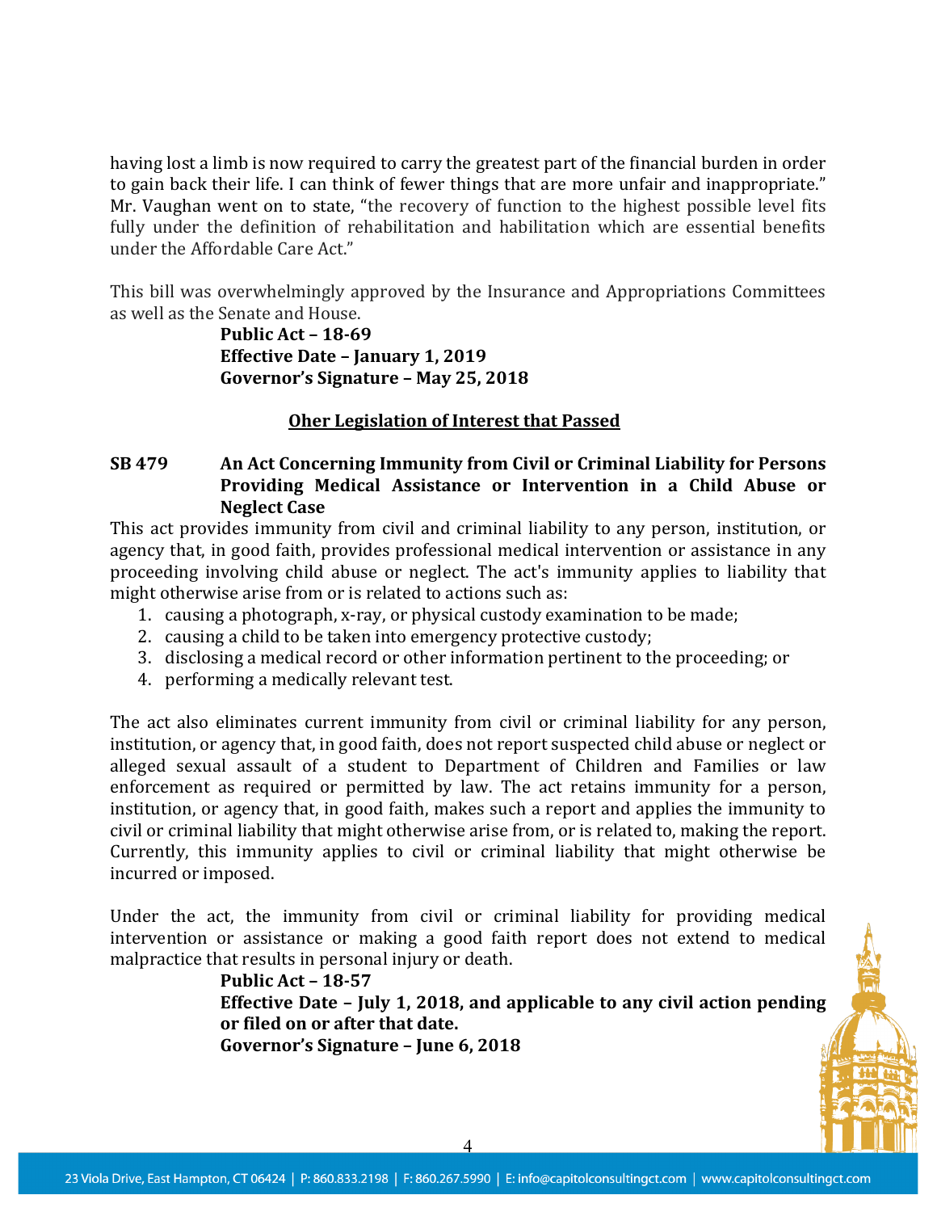having lost a limb is now required to carry the greatest part of the financial burden in order to gain back their life. I can think of fewer things that are more unfair and inappropriate." Mr. Vaughan went on to state, "the recovery of function to the highest possible level fits fully under the definition of rehabilitation and habilitation which are essential benefits under the Affordable Care Act."

This bill was overwhelmingly approved by the Insurance and Appropriations Committees as well as the Senate and House.

**Public Act – 18-69**
**Effective Date – January 1, 2019**
**Governor's Signature – May 25, 2018**

## Oher Legislation of Interest that Passed

**SB 479 An Act Concerning Immunity from Civil or Criminal Liability for Persons Providing Medical Assistance or Intervention in a Child Abuse or Neglect Case**

This act provides immunity from civil and criminal liability to any person, institution, or agency that, in good faith, provides professional medical intervention or assistance in any proceeding involving child abuse or neglect. The act's immunity applies to liability that might otherwise arise from or is related to actions such as:

1. causing a photograph, x-ray, or physical custody examination to be made;
2. causing a child to be taken into emergency protective custody;
3. disclosing a medical record or other information pertinent to the proceeding; or
4. performing a medically relevant test.

The act also eliminates current immunity from civil or criminal liability for any person, institution, or agency that, in good faith, does not report suspected child abuse or neglect or alleged sexual assault of a student to Department of Children and Families or law enforcement as required or permitted by law. The act retains immunity for a person, institution, or agency that, in good faith, makes such a report and applies the immunity to civil or criminal liability that might otherwise arise from, or is related to, making the report. Currently, this immunity applies to civil or criminal liability that might otherwise be incurred or imposed.

Under the act, the immunity from civil or criminal liability for providing medical intervention or assistance or making a good faith report does not extend to medical malpractice that results in personal injury or death.

**Public Act – 18-57**
**Effective Date – July 1, 2018, and applicable to any civil action pending or filed on or after that date.**
**Governor's Signature – June 6, 2018**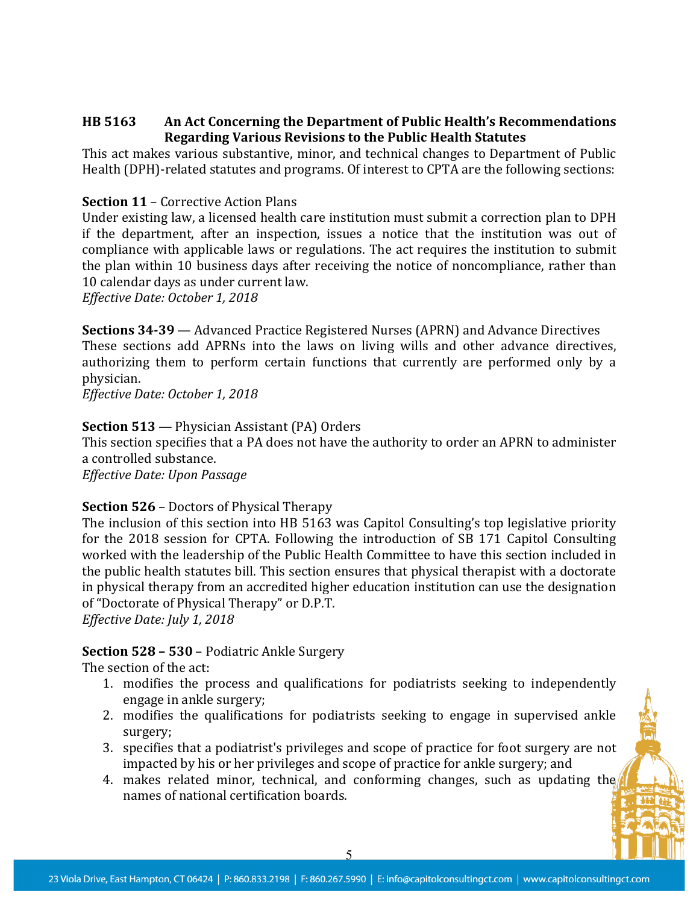**HB 5163 An Act Concerning the Department of Public Health's Recommendations Regarding Various Revisions to the Public Health Statutes**

This act makes various substantive, minor, and technical changes to Department of Public Health (DPH)-related statutes and programs. Of interest to CPTA are the following sections:

**Section 11** – Corrective Action Plans

Under existing law, a licensed health care institution must submit a correction plan to DPH if the department, after an inspection, issues a notice that the institution was out of compliance with applicable laws or regulations. The act requires the institution to submit the plan within 10 business days after receiving the notice of noncompliance, rather than 10 calendar days as under current law.

*Effective Date: October 1, 2018*

**Sections 34-39** — Advanced Practice Registered Nurses (APRN) and Advance Directives

These sections add APRNs into the laws on living wills and other advance directives, authorizing them to perform certain functions that currently are performed only by a physician.

*Effective Date: October 1, 2018*

**Section 513** — Physician Assistant (PA) Orders

This section specifies that a PA does not have the authority to order an APRN to administer a controlled substance.

*Effective Date: Upon Passage*

**Section 526** – Doctors of Physical Therapy

The inclusion of this section into HB 5163 was Capitol Consulting's top legislative priority for the 2018 session for CPTA. Following the introduction of SB 171 Capitol Consulting worked with the leadership of the Public Health Committee to have this section included in the public health statutes bill. This section ensures that physical therapist with a doctorate in physical therapy from an accredited higher education institution can use the designation of "Doctorate of Physical Therapy" or D.P.T.

*Effective Date: July 1, 2018*

**Section 528 – 530** – Podiatric Ankle Surgery

The section of the act:

1. modifies the process and qualifications for podiatrists seeking to independently engage in ankle surgery;
2. modifies the qualifications for podiatrists seeking to engage in supervised ankle surgery;
3. specifies that a podiatrist's privileges and scope of practice for foot surgery are not impacted by his or her privileges and scope of practice for ankle surgery; and
4. makes related minor, technical, and conforming changes, such as updating the names of national certification boards.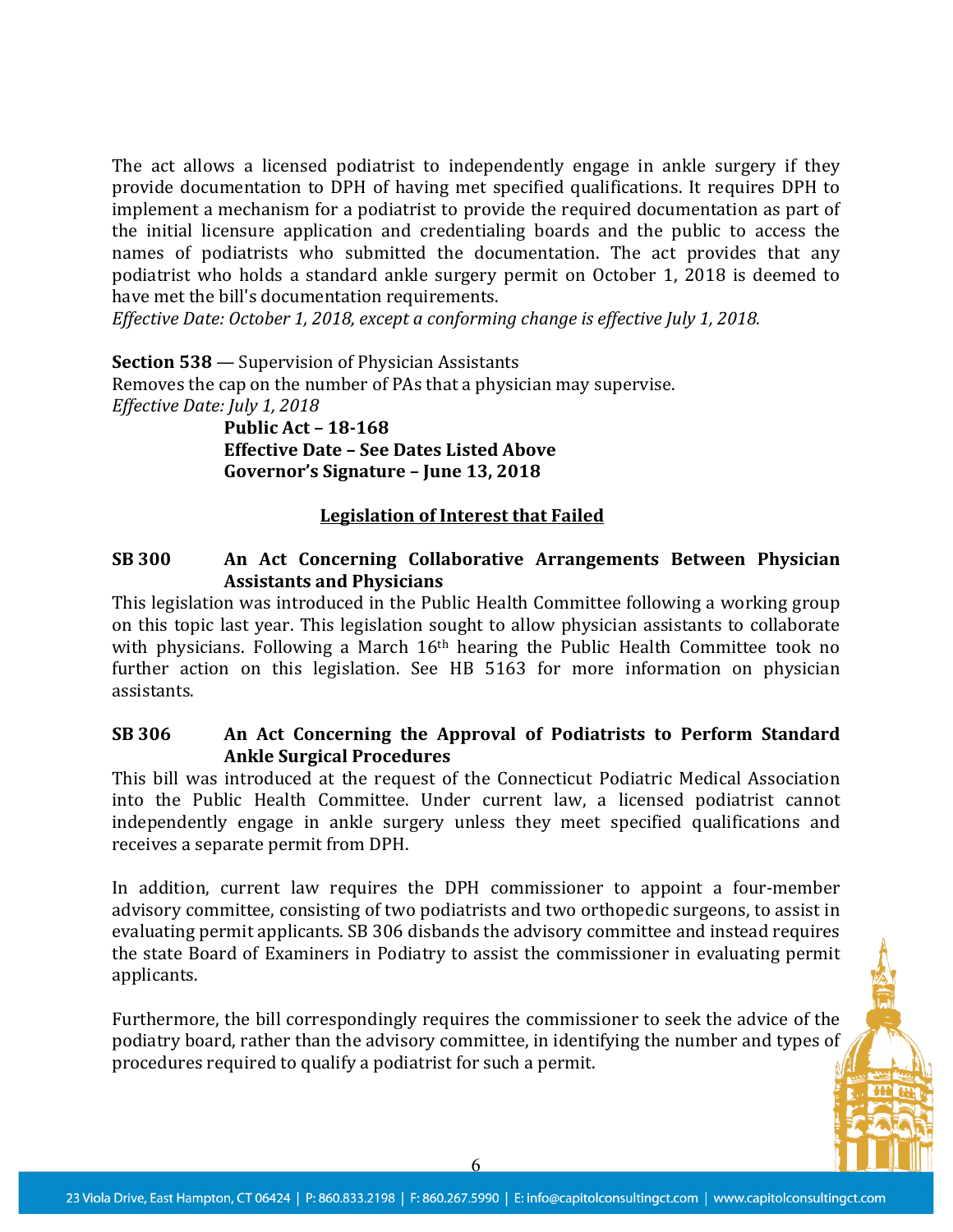The act allows a licensed podiatrist to independently engage in ankle surgery if they provide documentation to DPH of having met specified qualifications. It requires DPH to implement a mechanism for a podiatrist to provide the required documentation as part of the initial licensure application and credentialing boards and the public to access the names of podiatrists who submitted the documentation. The act provides that any podiatrist who holds a standard ankle surgery permit on October 1, 2018 is deemed to have met the bill's documentation requirements.
*Effective Date: October 1, 2018, except a conforming change is effective July 1, 2018.*

**Section 538** — Supervision of Physician Assistants
Removes the cap on the number of PAs that a physician may supervise.
*Effective Date: July 1, 2018*

**Public Act – 18-168**
**Effective Date – See Dates Listed Above**
**Governor's Signature – June 13, 2018**

## Legislation of Interest that Failed

**SB 300 An Act Concerning Collaborative Arrangements Between Physician Assistants and Physicians**

This legislation was introduced in the Public Health Committee following a working group on this topic last year. This legislation sought to allow physician assistants to collaborate with physicians. Following a March 16th hearing the Public Health Committee took no further action on this legislation. See HB 5163 for more information on physician assistants.

**SB 306 An Act Concerning the Approval of Podiatrists to Perform Standard Ankle Surgical Procedures**

This bill was introduced at the request of the Connecticut Podiatric Medical Association into the Public Health Committee. Under current law, a licensed podiatrist cannot independently engage in ankle surgery unless they meet specified qualifications and receives a separate permit from DPH.

In addition, current law requires the DPH commissioner to appoint a four-member advisory committee, consisting of two podiatrists and two orthopedic surgeons, to assist in evaluating permit applicants. SB 306 disbands the advisory committee and instead requires the state Board of Examiners in Podiatry to assist the commissioner in evaluating permit applicants.

Furthermore, the bill correspondingly requires the commissioner to seek the advice of the podiatry board, rather than the advisory committee, in identifying the number and types of procedures required to qualify a podiatrist for such a permit.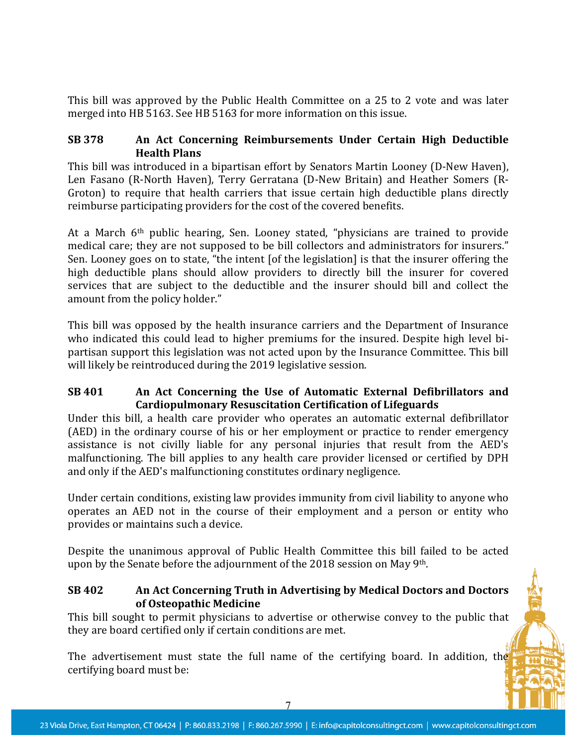This bill was approved by the Public Health Committee on a 25 to 2 vote and was later merged into HB 5163. See HB 5163 for more information on this issue.

**SB 378 An Act Concerning Reimbursements Under Certain High Deductible Health Plans**

This bill was introduced in a bipartisan effort by Senators Martin Looney (D-New Haven), Len Fasano (R-North Haven), Terry Gerratana (D-New Britain) and Heather Somers (R-Groton) to require that health carriers that issue certain high deductible plans directly reimburse participating providers for the cost of the covered benefits.

At a March 6th public hearing, Sen. Looney stated, "physicians are trained to provide medical care; they are not supposed to be bill collectors and administrators for insurers." Sen. Looney goes on to state, "the intent [of the legislation] is that the insurer offering the high deductible plans should allow providers to directly bill the insurer for covered services that are subject to the deductible and the insurer should bill and collect the amount from the policy holder."

This bill was opposed by the health insurance carriers and the Department of Insurance who indicated this could lead to higher premiums for the insured. Despite high level bi-partisan support this legislation was not acted upon by the Insurance Committee. This bill will likely be reintroduced during the 2019 legislative session.

**SB 401 An Act Concerning the Use of Automatic External Defibrillators and Cardiopulmonary Resuscitation Certification of Lifeguards**

Under this bill, a health care provider who operates an automatic external defibrillator (AED) in the ordinary course of his or her employment or practice to render emergency assistance is not civilly liable for any personal injuries that result from the AED's malfunctioning. The bill applies to any health care provider licensed or certified by DPH and only if the AED's malfunctioning constitutes ordinary negligence.

Under certain conditions, existing law provides immunity from civil liability to anyone who operates an AED not in the course of their employment and a person or entity who provides or maintains such a device.

Despite the unanimous approval of Public Health Committee this bill failed to be acted upon by the Senate before the adjournment of the 2018 session on May 9th.

**SB 402 An Act Concerning Truth in Advertising by Medical Doctors and Doctors of Osteopathic Medicine**

This bill sought to permit physicians to advertise or otherwise convey to the public that they are board certified only if certain conditions are met.

The advertisement must state the full name of the certifying board. In addition, the certifying board must be: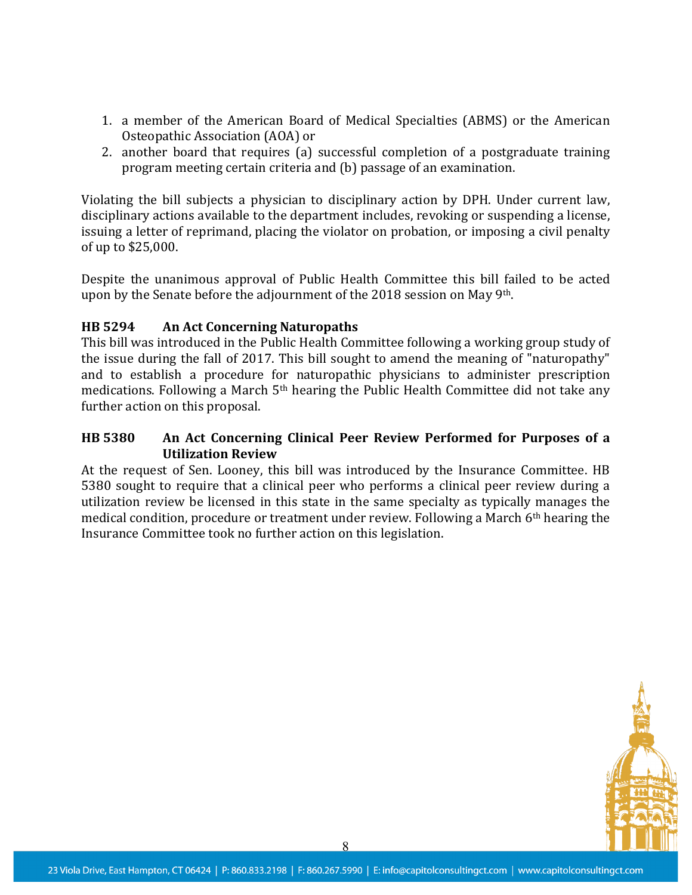1. a member of the American Board of Medical Specialties (ABMS) or the American Osteopathic Association (AOA) or
2. another board that requires (a) successful completion of a postgraduate training program meeting certain criteria and (b) passage of an examination.

Violating the bill subjects a physician to disciplinary action by DPH. Under current law, disciplinary actions available to the department includes, revoking or suspending a license, issuing a letter of reprimand, placing the violator on probation, or imposing a civil penalty of up to $25,000.

Despite the unanimous approval of Public Health Committee this bill failed to be acted upon by the Senate before the adjournment of the 2018 session on May 9th.

**HB 5294 An Act Concerning Naturopaths**

This bill was introduced in the Public Health Committee following a working group study of the issue during the fall of 2017. This bill sought to amend the meaning of "naturopathy" and to establish a procedure for naturopathic physicians to administer prescription medications. Following a March 5th hearing the Public Health Committee did not take any further action on this proposal.

**HB 5380 An Act Concerning Clinical Peer Review Performed for Purposes of a Utilization Review**

At the request of Sen. Looney, this bill was introduced by the Insurance Committee. HB 5380 sought to require that a clinical peer who performs a clinical peer review during a utilization review be licensed in this state in the same specialty as typically manages the medical condition, procedure or treatment under review. Following a March 6th hearing the Insurance Committee took no further action on this legislation.